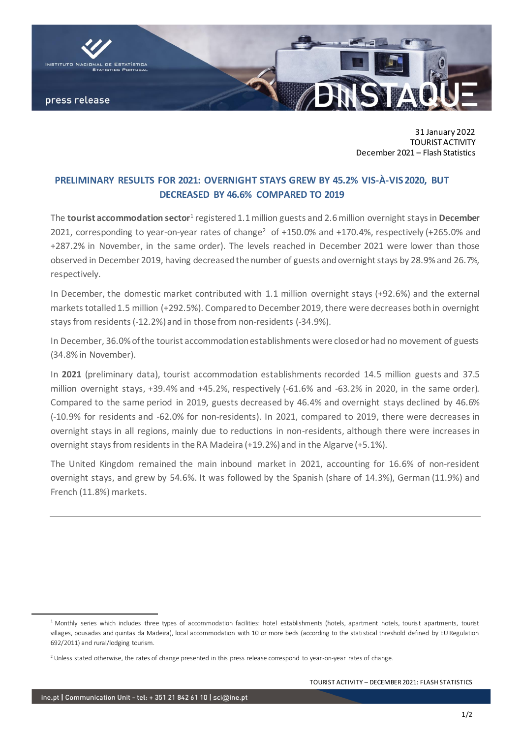31 January 2022
TOURIST ACTIVITY
December 2021 – Flash Statistics

## PRELIMINARY RESULTS FOR 2021: OVERNIGHT STAYS GREW BY 45.2% VIS-À-VIS 2020, BUT DECREASED BY 46.6% COMPARED TO 2019

The **tourist accommodation sector**[1] registered 1.1 million guests and 2.6 million overnight stays in **December** 2021, corresponding to year-on-year rates of change[2] of +150.0% and +170.4%, respectively (+265.0% and +287.2% in November, in the same order). The levels reached in December 2021 were lower than those observed in December 2019, having decreased the number of guests and overnight stays by 28.9% and 26.7%, respectively.

In December, the domestic market contributed with 1.1 million overnight stays (+92.6%) and the external markets totalled 1.5 million (+292.5%). Compared to December 2019, there were decreases both in overnight stays from residents (-12.2%) and in those from non-residents (-34.9%).

In December, 36.0% of the tourist accommodation establishments were closed or had no movement of guests (34.8% in November).

In **2021** (preliminary data), tourist accommodation establishments recorded 14.5 million guests and 37.5 million overnight stays, +39.4% and +45.2%, respectively (-61.6% and -63.2% in 2020, in the same order). Compared to the same period in 2019, guests decreased by 46.4% and overnight stays declined by 46.6% (-10.9% for residents and -62.0% for non-residents). In 2021, compared to 2019, there were decreases in overnight stays in all regions, mainly due to reductions in non-residents, although there were increases in overnight stays from residents in the RA Madeira (+19.2%) and in the Algarve (+5.1%).

The United Kingdom remained the main inbound market in 2021, accounting for 16.6% of non-resident overnight stays, and grew by 54.6%. It was followed by the Spanish (share of 14.3%), German (11.9%) and French (11.8%) markets.

---

[1] Monthly series which includes three types of accommodation facilities: hotel establishments (hotels, apartment hotels, tourist apartments, tourist villages, pousadas and quintas da Madeira), local accommodation with 10 or more beds (according to the statistical threshold defined by EU Regulation 692/2011) and rural/lodging tourism.

[2] Unless stated otherwise, the rates of change presented in this press release correspond to year-on-year rates of change.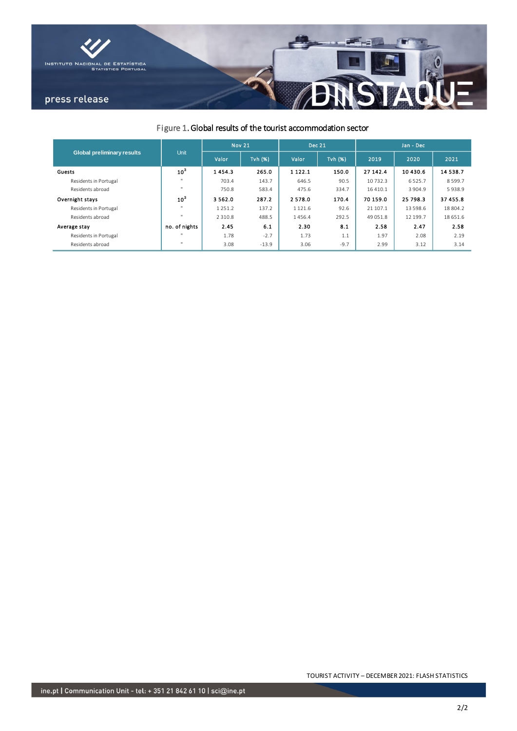Figure 1. Global results of the tourist accommodation sector

| Global preliminary results | Unit | Nov 21 | | Dec 21 | | Jan - Dec | | |
|---|---|---|---|---|---|---|---|---|
| | | Valor | Tvh (%) | Valor | Tvh (%) | 2019 | 2020 | 2021 |
| **Guests** | $10^3$ | **1 454.3** | **265.0** | **1 122.1** | **150.0** | **27 142.4** | **10 430.6** | **14 538.7** |
| Residents in Portugal | " | 703.4 | 143.7 | 646.5 | 90.5 | 10 732.3 | 6 525.7 | 8 599.7 |
| Residents abroad | " | 750.8 | 583.4 | 475.6 | 334.7 | 16 410.1 | 3 904.9 | 5 938.9 |
| **Overnight stays** | $10^3$ | **3 562.0** | **287.2** | **2 578.0** | **170.4** | **70 159.0** | **25 798.3** | **37 455.8** |
| Residents in Portugal | " | 1 251.2 | 137.2 | 1 121.6 | 92.6 | 21 107.1 | 13 598.6 | 18 804.2 |
| Residents abroad | " | 2 310.8 | 488.5 | 1 456.4 | 292.5 | 49 051.8 | 12 199.7 | 18 651.6 |
| **Average stay** | no. of nights | **2.45** | **6.1** | **2.30** | **8.1** | **2.58** | **2.47** | **2.58** |
| Residents in Portugal | " | 1.78 | -2.7 | 1.73 | 1.1 | 1.97 | 2.08 | 2.19 |
| Residents abroad | " | 3.08 | -13.9 | 3.06 | -9.7 | 2.99 | 3.12 | 3.14 |